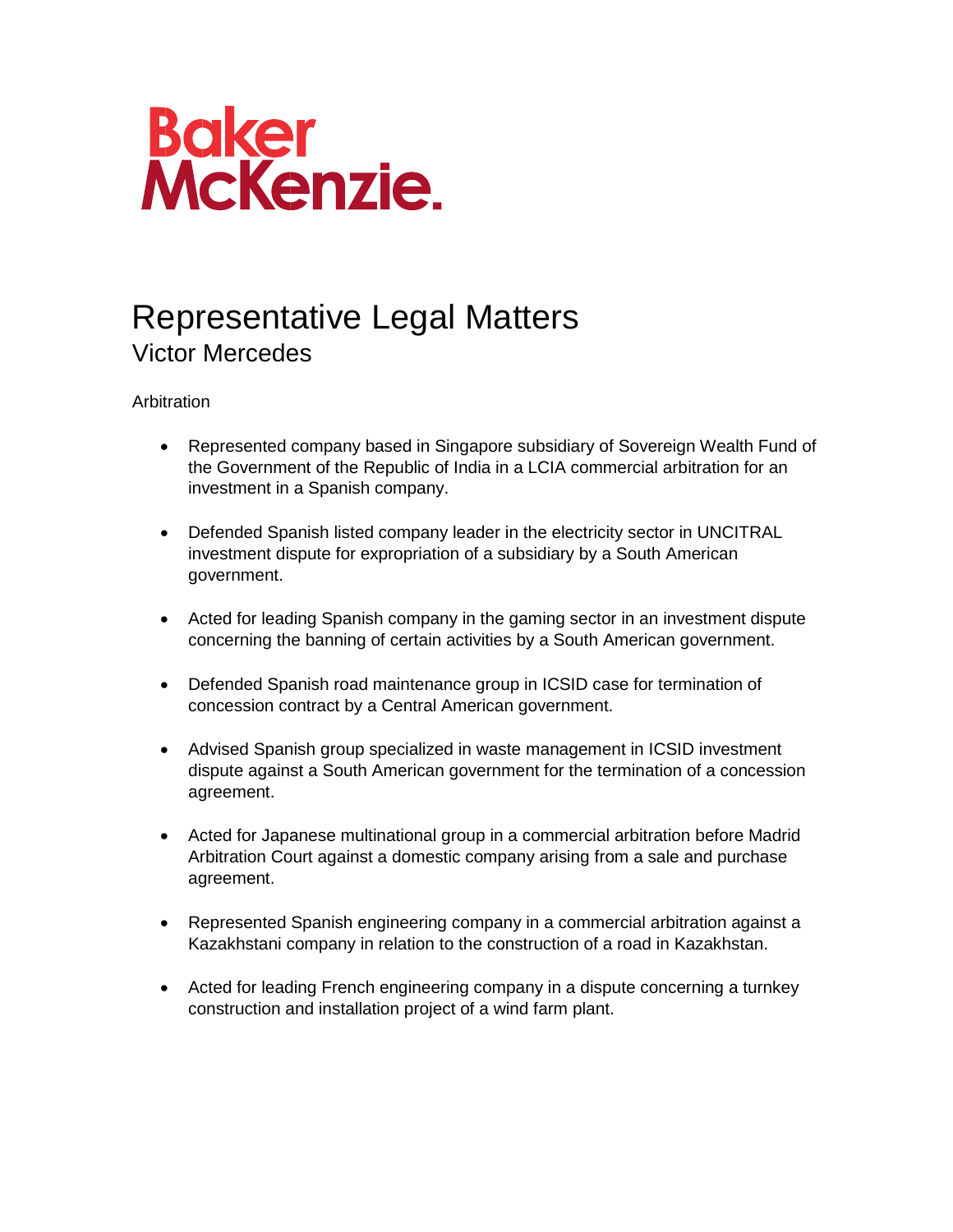Baker McKenzie.

# Representative Legal Matters

## Victor Mercedes

Arbitration

- Represented company based in Singapore subsidiary of Sovereign Wealth Fund of the Government of the Republic of India in a LCIA commercial arbitration for an investment in a Spanish company.

- Defended Spanish listed company leader in the electricity sector in UNCITRAL investment dispute for expropriation of a subsidiary by a South American government.

- Acted for leading Spanish company in the gaming sector in an investment dispute concerning the banning of certain activities by a South American government.

- Defended Spanish road maintenance group in ICSID case for termination of concession contract by a Central American government.

- Advised Spanish group specialized in waste management in ICSID investment dispute against a South American government for the termination of a concession agreement.

- Acted for Japanese multinational group in a commercial arbitration before Madrid Arbitration Court against a domestic company arising from a sale and purchase agreement.

- Represented Spanish engineering company in a commercial arbitration against a Kazakhstani company in relation to the construction of a road in Kazakhstan.

- Acted for leading French engineering company in a dispute concerning a turnkey construction and installation project of a wind farm plant.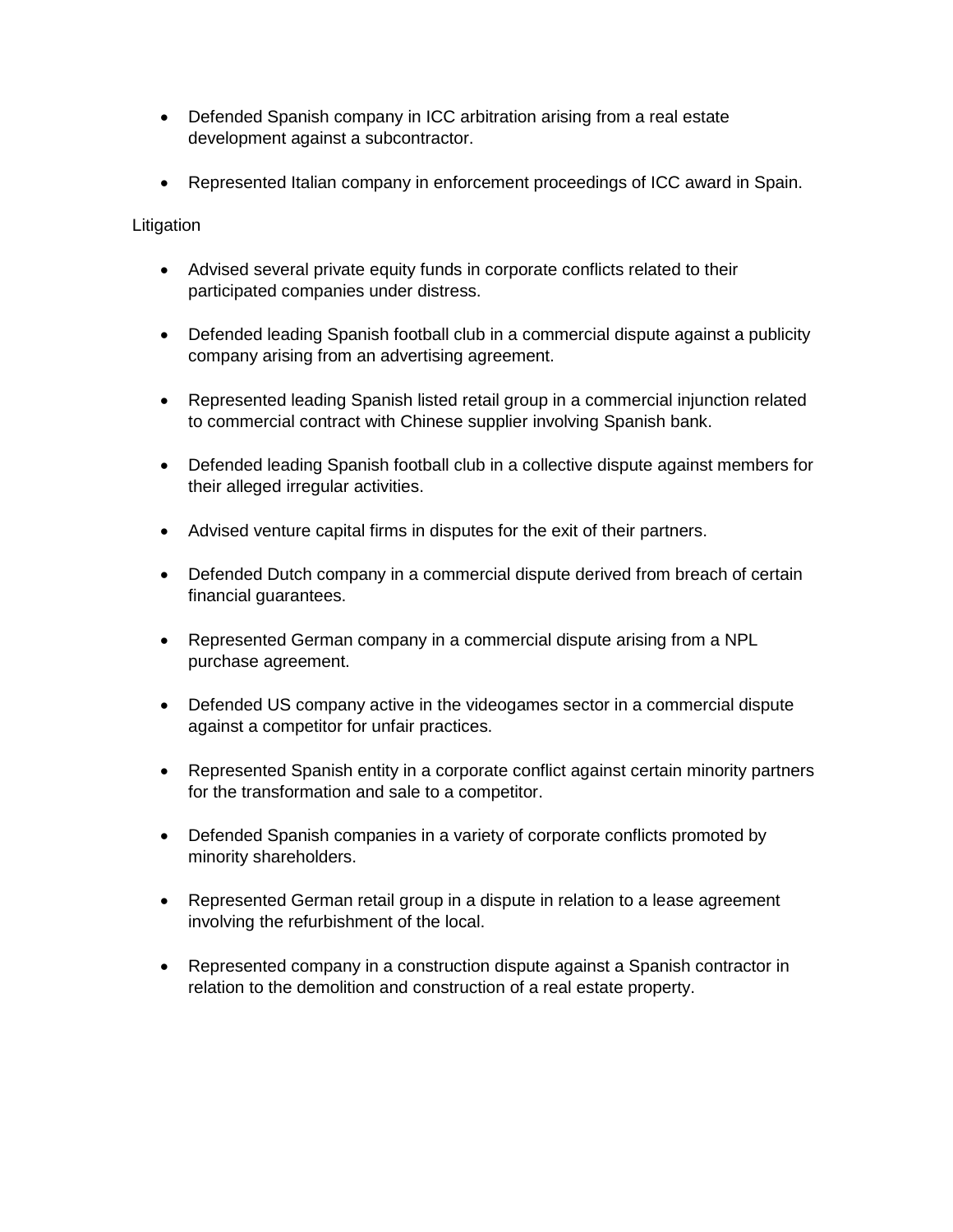- Defended Spanish company in ICC arbitration arising from a real estate development against a subcontractor.

- Represented Italian company in enforcement proceedings of ICC award in Spain.

Litigation

- Advised several private equity funds in corporate conflicts related to their participated companies under distress.

- Defended leading Spanish football club in a commercial dispute against a publicity company arising from an advertising agreement.

- Represented leading Spanish listed retail group in a commercial injunction related to commercial contract with Chinese supplier involving Spanish bank.

- Defended leading Spanish football club in a collective dispute against members for their alleged irregular activities.

- Advised venture capital firms in disputes for the exit of their partners.

- Defended Dutch company in a commercial dispute derived from breach of certain financial guarantees.

- Represented German company in a commercial dispute arising from a NPL purchase agreement.

- Defended US company active in the videogames sector in a commercial dispute against a competitor for unfair practices.

- Represented Spanish entity in a corporate conflict against certain minority partners for the transformation and sale to a competitor.

- Defended Spanish companies in a variety of corporate conflicts promoted by minority shareholders.

- Represented German retail group in a dispute in relation to a lease agreement involving the refurbishment of the local.

- Represented company in a construction dispute against a Spanish contractor in relation to the demolition and construction of a real estate property.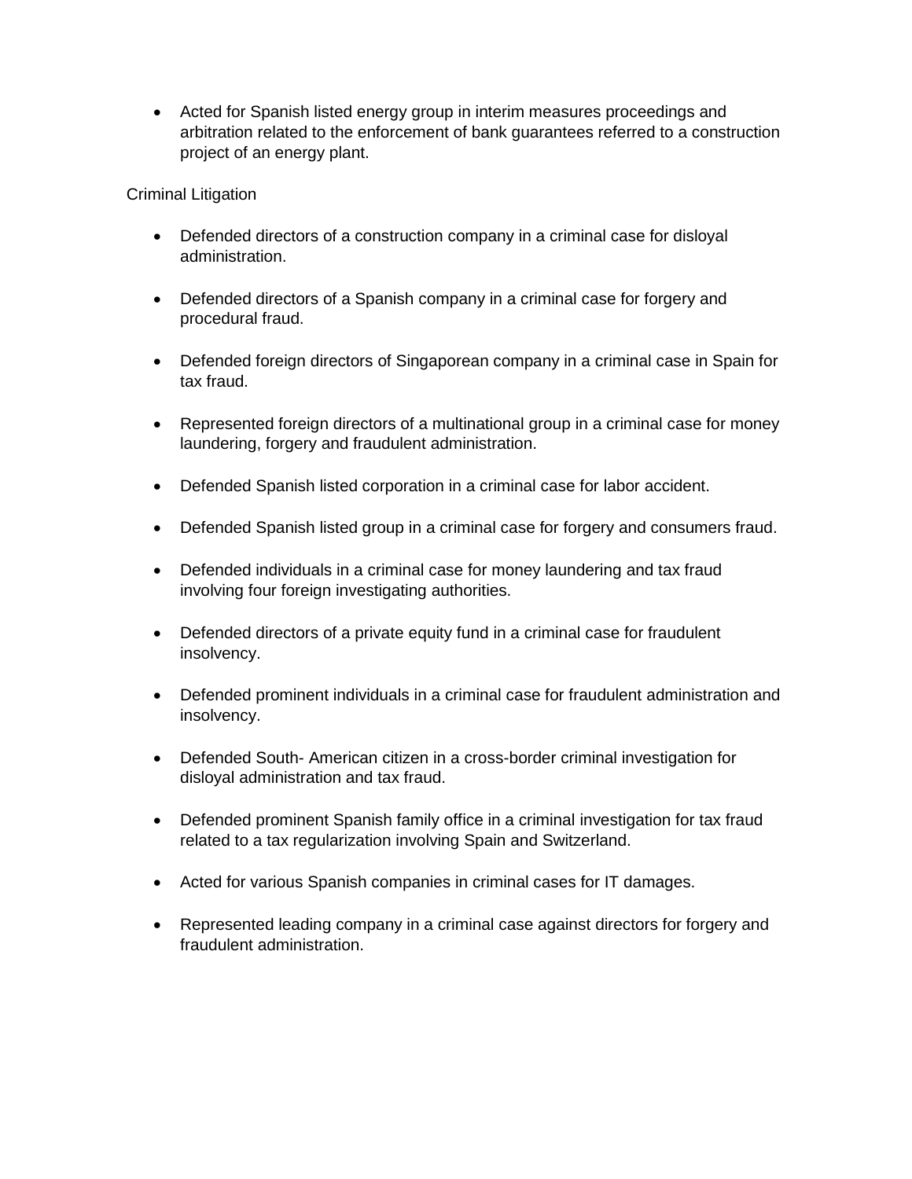- Acted for Spanish listed energy group in interim measures proceedings and arbitration related to the enforcement of bank guarantees referred to a construction project of an energy plant.

Criminal Litigation

- Defended directors of a construction company in a criminal case for disloyal administration.
- Defended directors of a Spanish company in a criminal case for forgery and procedural fraud.
- Defended foreign directors of Singaporean company in a criminal case in Spain for tax fraud.
- Represented foreign directors of a multinational group in a criminal case for money laundering, forgery and fraudulent administration.
- Defended Spanish listed corporation in a criminal case for labor accident.
- Defended Spanish listed group in a criminal case for forgery and consumers fraud.
- Defended individuals in a criminal case for money laundering and tax fraud involving four foreign investigating authorities.
- Defended directors of a private equity fund in a criminal case for fraudulent insolvency.
- Defended prominent individuals in a criminal case for fraudulent administration and insolvency.
- Defended South- American citizen in a cross-border criminal investigation for disloyal administration and tax fraud.
- Defended prominent Spanish family office in a criminal investigation for tax fraud related to a tax regularization involving Spain and Switzerland.
- Acted for various Spanish companies in criminal cases for IT damages.
- Represented leading company in a criminal case against directors for forgery and fraudulent administration.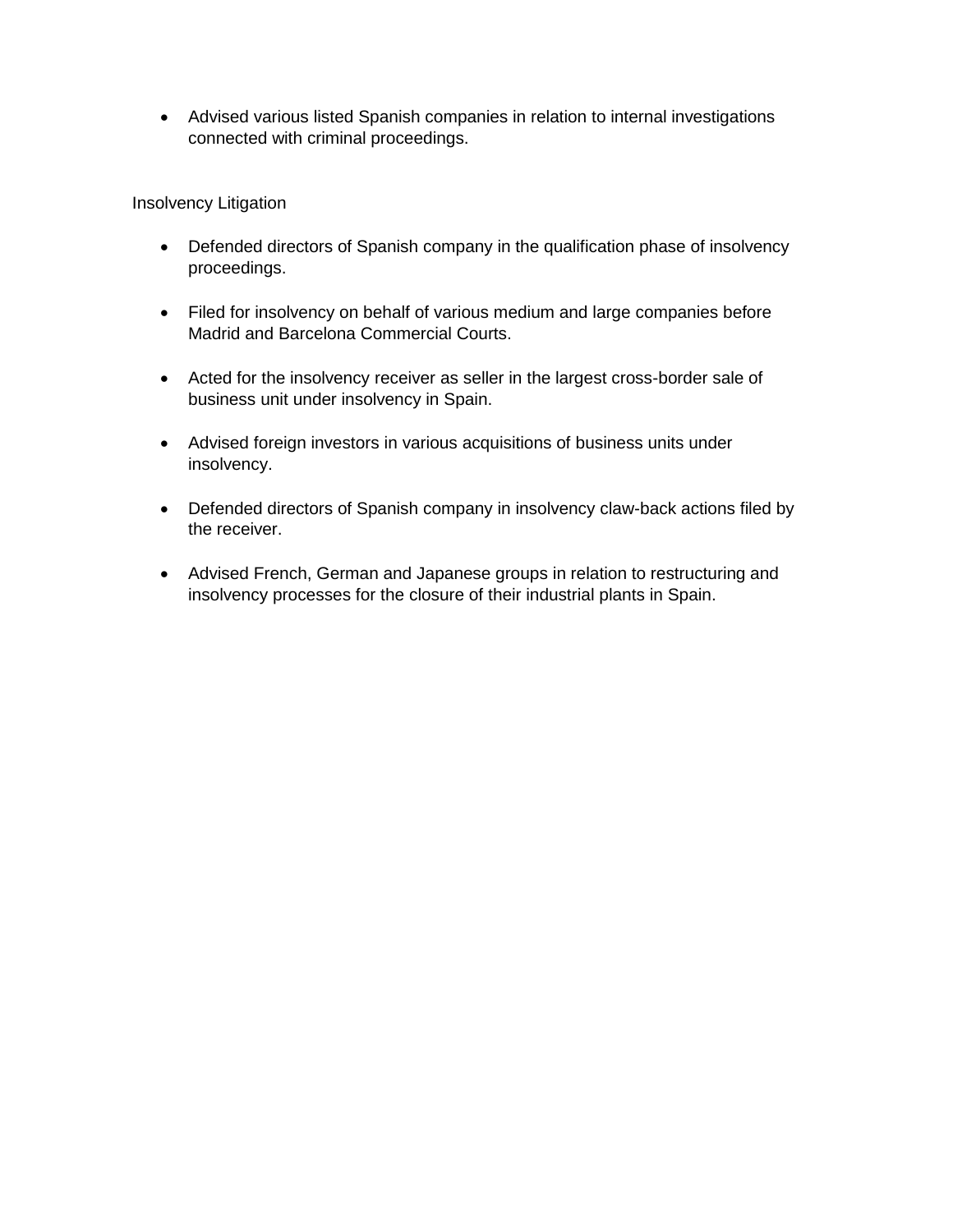- Advised various listed Spanish companies in relation to internal investigations connected with criminal proceedings.

Insolvency Litigation

- Defended directors of Spanish company in the qualification phase of insolvency proceedings.
- Filed for insolvency on behalf of various medium and large companies before Madrid and Barcelona Commercial Courts.
- Acted for the insolvency receiver as seller in the largest cross-border sale of business unit under insolvency in Spain.
- Advised foreign investors in various acquisitions of business units under insolvency.
- Defended directors of Spanish company in insolvency claw-back actions filed by the receiver.
- Advised French, German and Japanese groups in relation to restructuring and insolvency processes for the closure of their industrial plants in Spain.